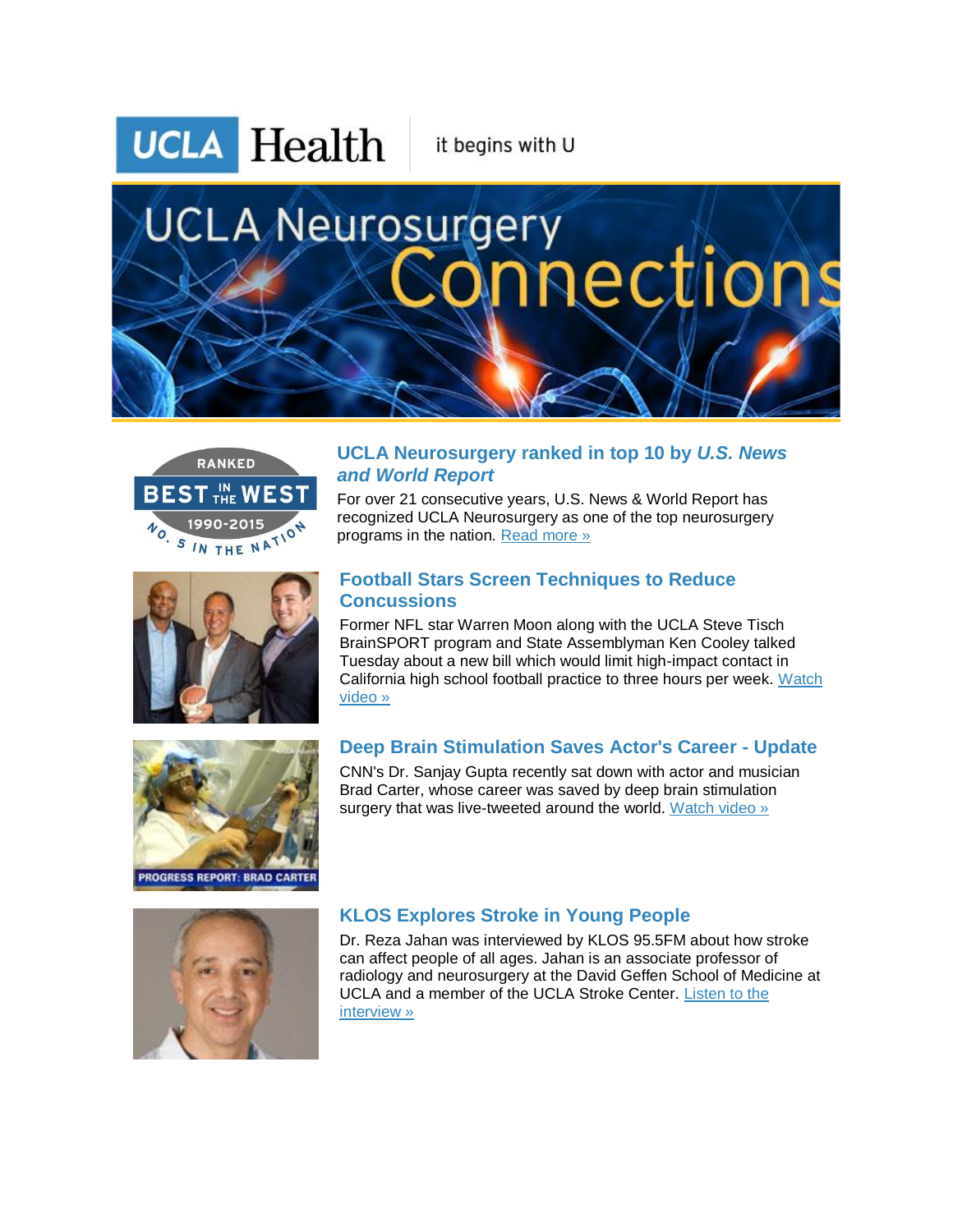UCLA Health | it begins with U

# UCLA Neurosurgery Connections

## UCLA Neurosurgery ranked in top 10 by *U.S. News and World Report*

For over 21 consecutive years, U.S. News & World Report has recognized UCLA Neurosurgery as one of the top neurosurgery programs in the nation. Read more »

## Football Stars Screen Techniques to Reduce Concussions

Former NFL star Warren Moon along with the UCLA Steve Tisch BrainSPORT program and State Assemblyman Ken Cooley talked Tuesday about a new bill which would limit high-impact contact in California high school football practice to three hours per week. Watch video »

## Deep Brain Stimulation Saves Actor's Career - Update

CNN's Dr. Sanjay Gupta recently sat down with actor and musician Brad Carter, whose career was saved by deep brain stimulation surgery that was live-tweeted around the world. Watch video »

## KLOS Explores Stroke in Young People

Dr. Reza Jahan was interviewed by KLOS 95.5FM about how stroke can affect people of all ages. Jahan is an associate professor of radiology and neurosurgery at the David Geffen School of Medicine at UCLA and a member of the UCLA Stroke Center. Listen to the interview »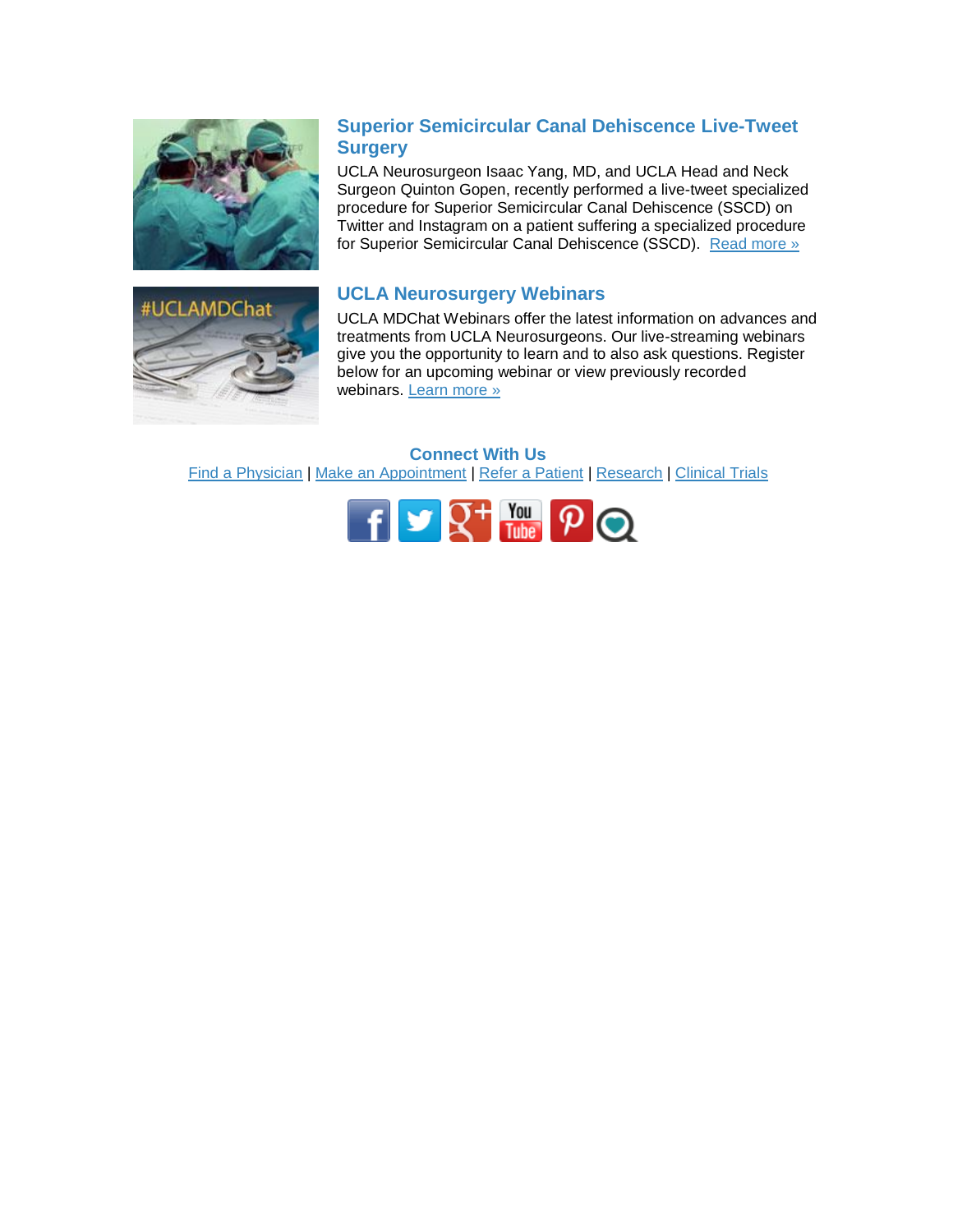## Superior Semicircular Canal Dehiscence Live-Tweet Surgery

UCLA Neurosurgeon Isaac Yang, MD, and UCLA Head and Neck Surgeon Quinton Gopen, recently performed a live-tweet specialized procedure for Superior Semicircular Canal Dehiscence (SSCD) on Twitter and Instagram on a patient suffering a specialized procedure for Superior Semicircular Canal Dehiscence (SSCD). Read more »

## UCLA Neurosurgery Webinars

UCLA MDChat Webinars offer the latest information on advances and treatments from UCLA Neurosurgeons. Our live-streaming webinars give you the opportunity to learn and to also ask questions. Register below for an upcoming webinar or view previously recorded webinars. Learn more »

**Connect With Us**

Find a Physician | Make an Appointment | Refer a Patient | Research | Clinical Trials